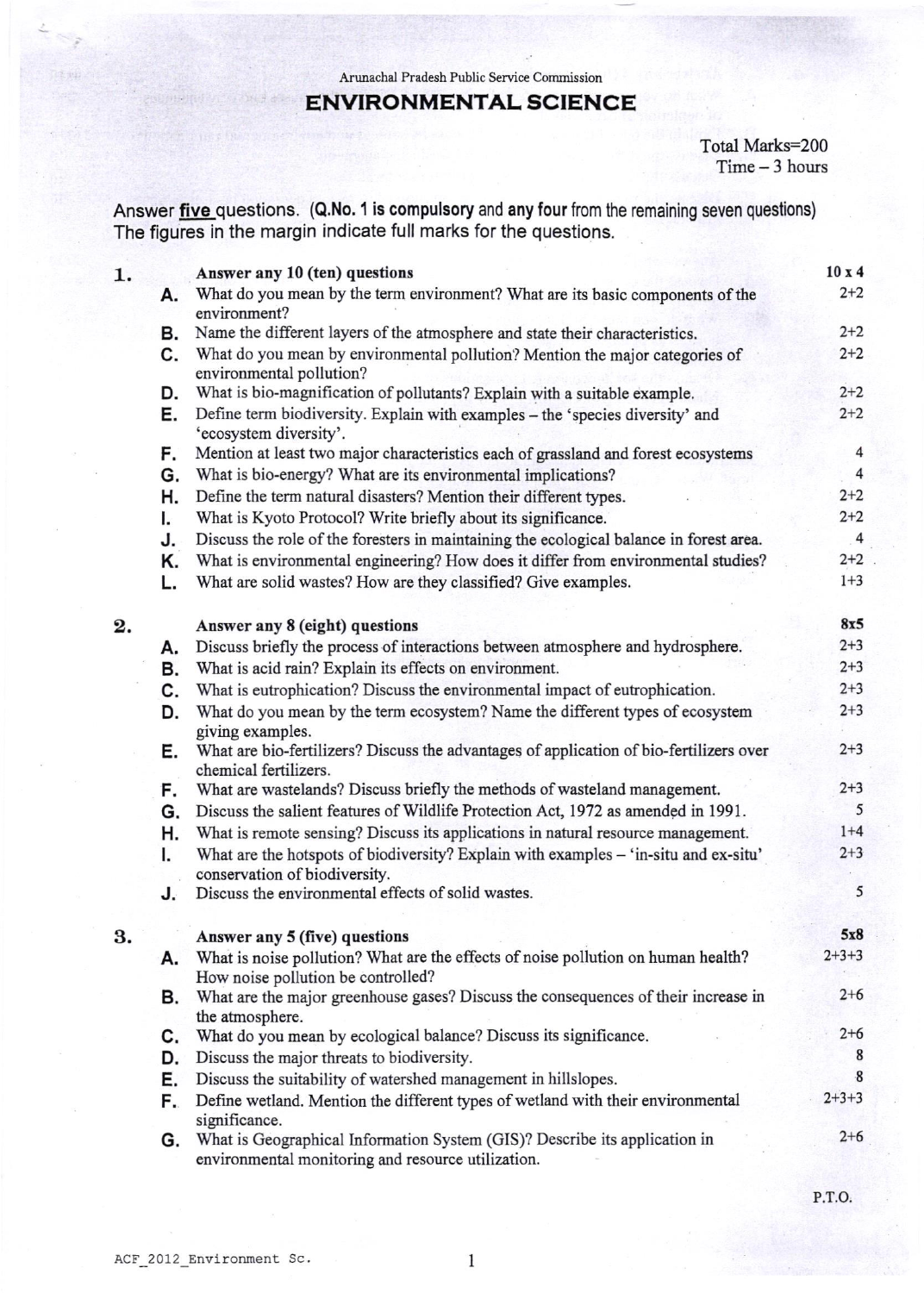Arunachal Pradesh Public Service Commission

# ENVIRONMENTAL SCIENCE

Total Marks=200
Time – 3 hours

Answer **five** questions. (**Q.No. 1 is compulsory** and **any four** from the remaining seven questions)
The figures in the margin indicate full marks for the questions.

**1. Answer any 10 (ten) questions** — 10 x 4

- **A.** What do you mean by the term environment? What are its basic components of the environment? — 2+2
- **B.** Name the different layers of the atmosphere and state their characteristics. — 2+2
- **C.** What do you mean by environmental pollution? Mention the major categories of environmental pollution? — 2+2
- **D.** What is bio-magnification of pollutants? Explain with a suitable example. — 2+2
- **E.** Define term biodiversity. Explain with examples – the 'species diversity' and 'ecosystem diversity'. — 2+2
- **F.** Mention at least two major characteristics each of grassland and forest ecosystems — 4
- **G.** What is bio-energy? What are its environmental implications? — 4
- **H.** Define the term natural disasters? Mention their different types. — 2+2
- **I.** What is Kyoto Protocol? Write briefly about its significance. — 2+2
- **J.** Discuss the role of the foresters in maintaining the ecological balance in forest area. — 4
- **K.** What is environmental engineering? How does it differ from environmental studies? — 2+2
- **L.** What are solid wastes? How are they classified? Give examples. — 1+3

**2. Answer any 8 (eight) questions** — 8x5

- **A.** Discuss briefly the process of interactions between atmosphere and hydrosphere. — 2+3
- **B.** What is acid rain? Explain its effects on environment. — 2+3
- **C.** What is eutrophication? Discuss the environmental impact of eutrophication. — 2+3
- **D.** What do you mean by the term ecosystem? Name the different types of ecosystem giving examples. — 2+3
- **E.** What are bio-fertilizers? Discuss the advantages of application of bio-fertilizers over chemical fertilizers. — 2+3
- **F.** What are wastelands? Discuss briefly the methods of wasteland management. — 2+3
- **G.** Discuss the salient features of Wildlife Protection Act, 1972 as amended in 1991. — 5
- **H.** What is remote sensing? Discuss its applications in natural resource management. — 1+4
- **I.** What are the hotspots of biodiversity? Explain with examples – 'in-situ and ex-situ' conservation of biodiversity. — 2+3
- **J.** Discuss the environmental effects of solid wastes. — 5

**3. Answer any 5 (five) questions** — 5x8

- **A.** What is noise pollution? What are the effects of noise pollution on human health? How noise pollution be controlled? — 2+3+3
- **B.** What are the major greenhouse gases? Discuss the consequences of their increase in the atmosphere. — 2+6
- **C.** What do you mean by ecological balance? Discuss its significance. — 2+6
- **D.** Discuss the major threats to biodiversity. — 8
- **E.** Discuss the suitability of watershed management in hillslopes. — 8
- **F.** Define wetland. Mention the different types of wetland with their environmental significance. — 2+3+3
- **G.** What is Geographical Information System (GIS)? Describe its application in environmental monitoring and resource utilization. — 2+6

P.T.O.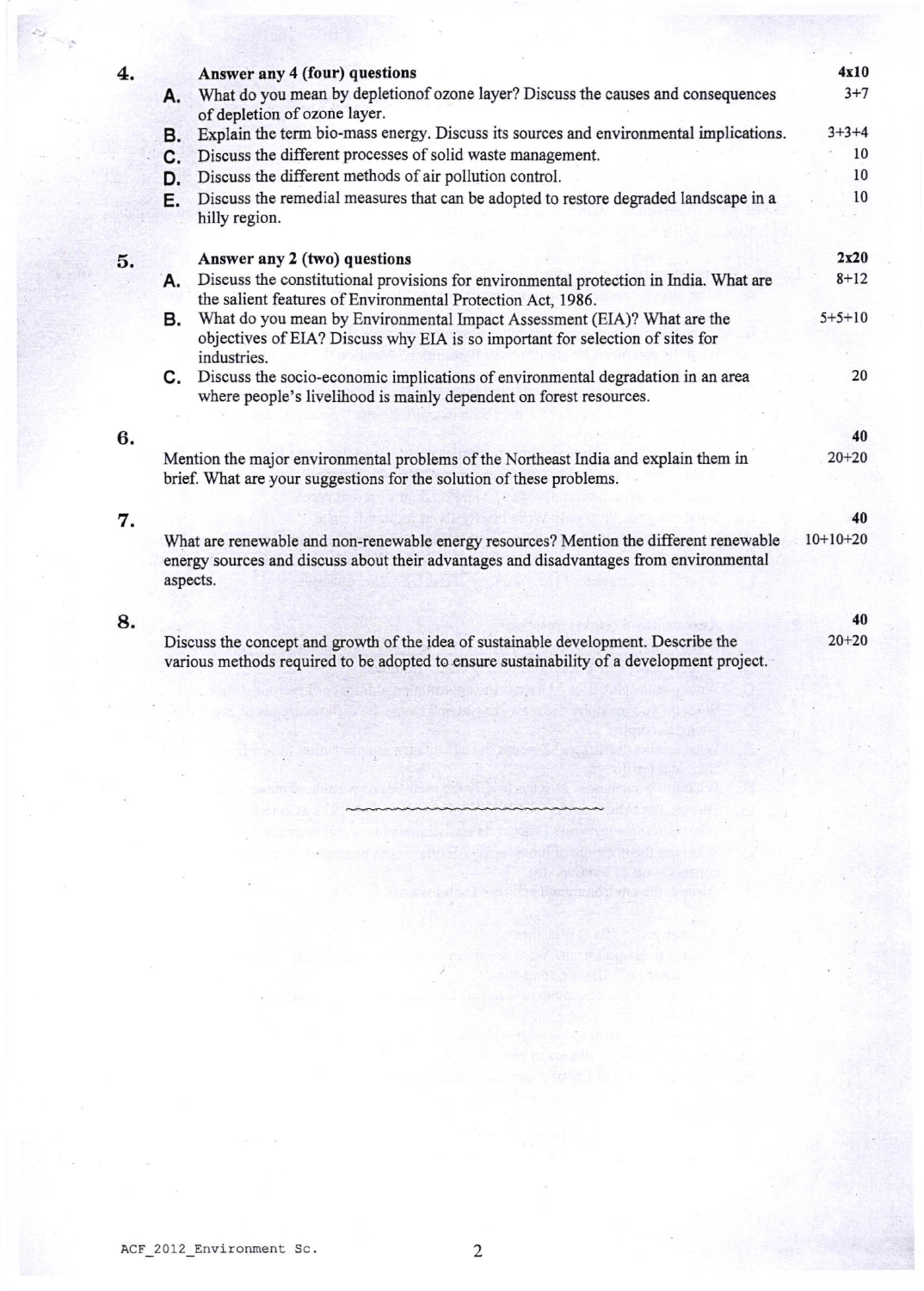**4.** **Answer any 4 (four) questions** **4x10**

**A.** What do you mean by depletionof ozone layer? Discuss the causes and consequences of depletion of ozone layer. 3+7

**B.** Explain the term bio-mass energy. Discuss its sources and environmental implications. 3+3+4

**C.** Discuss the different processes of solid waste management. 10

**D.** Discuss the different methods of air pollution control. 10

**E.** Discuss the remedial measures that can be adopted to restore degraded landscape in a hilly region. 10

**5.** **Answer any 2 (two) questions** **2x20**

**A.** Discuss the constitutional provisions for environmental protection in India. What are the salient features of Environmental Protection Act, 1986. 8+12

**B.** What do you mean by Environmental Impact Assessment (EIA)? What are the objectives of EIA? Discuss why EIA is so important for selection of sites for industries. 5+5+10

**C.** Discuss the socio-economic implications of environmental degradation in an area where people's livelihood is mainly dependent on forest resources. 20

**6.** **40**

Mention the major environmental problems of the Northeast India and explain them in brief. What are your suggestions for the solution of these problems. 20+20

**7.** **40**

What are renewable and non-renewable energy resources? Mention the different renewable energy sources and discuss about their advantages and disadvantages from environmental aspects. 10+10+20

**8.** **40**

Discuss the concept and growth of the idea of sustainable development. Describe the various methods required to be adopted to ensure sustainability of a development project. 20+20

ACF_2012_Environment Sc.